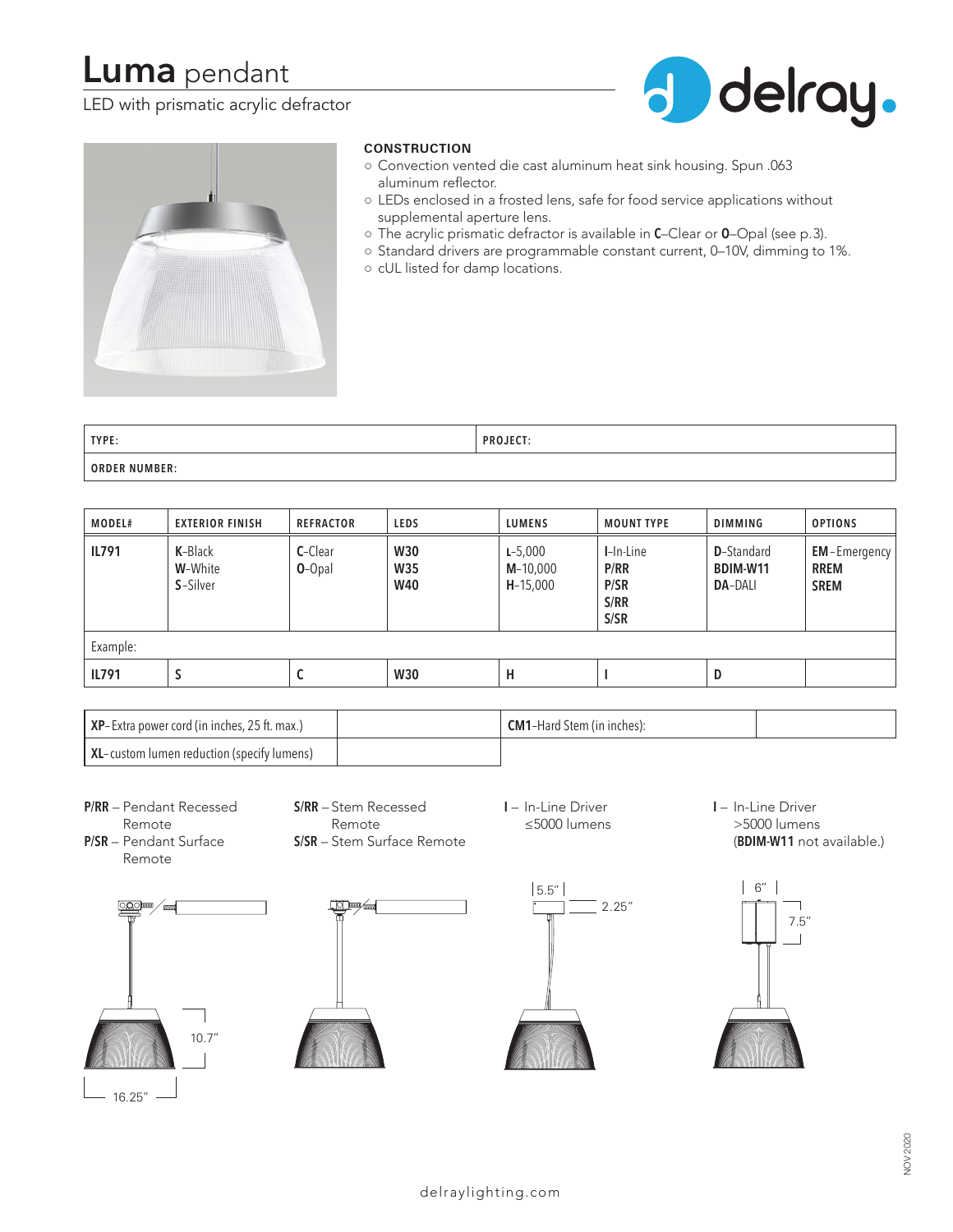# Luma pendant

LED with prismatic acrylic defractor

delray.

**CONSTRUCTION**

- Convection vented die cast aluminum heat sink housing. Spun .063 aluminum reflector.
- LEDs enclosed in a frosted lens, safe for food service applications without supplemental aperture lens.
- The acrylic prismatic defractor is available in **C**–Clear or **O**–Opal (see p.3).
- Standard drivers are programmable constant current, 0–10V, dimming to 1%.
- cUL listed for damp locations.

| TYPE: | PROJECT: |
|---|---|
| ORDER NUMBER: | |

| MODEL# | EXTERIOR FINISH | REFRACTOR | LEDS | LUMENS | MOUNT TYPE | DIMMING | OPTIONS |
|---|---|---|---|---|---|---|---|
| **IL791** | **K**-Black<br>**W**-White<br>**S**-Silver | **C**-Clear<br>**O**-Opal | **W30**<br>**W35**<br>**W40** | **L**-5,000<br>**M**-10,000<br>**H**-15,000 | **I**-In-Line<br>**P/RR**<br>**P/SR**<br>**S/RR**<br>**S/SR** | **D**-Standard<br>**BDIM-W11**<br>**DA**-DALI | **EM**-Emergency<br>**RREM**<br>**SREM** |
| Example: | | | | | | | |
| **IL791** | **S** | **C** | **W30** | **H** | **I** | **D** | |

| | | | |
|---|---|---|---|
| **XP**–Extra power cord (in inches, 25 ft. max.) | | **CM1**–Hard Stem (in inches): | |
| **XL**–custom lumen reduction (specify lumens) | | | |

**P/RR** – Pendant Recessed Remote
**P/SR** – Pendant Surface Remote

**S/RR** – Stem Recessed Remote
**S/SR** – Stem Surface Remote

**I** – In-Line Driver ≤5000 lumens

**I** – In-Line Driver >5000 lumens (**BDIM-W11** not available.)

10.7″ 16.25″ 5.5″ 2.25″ 6″ 7.5″

delraylighting.com

NOV 2020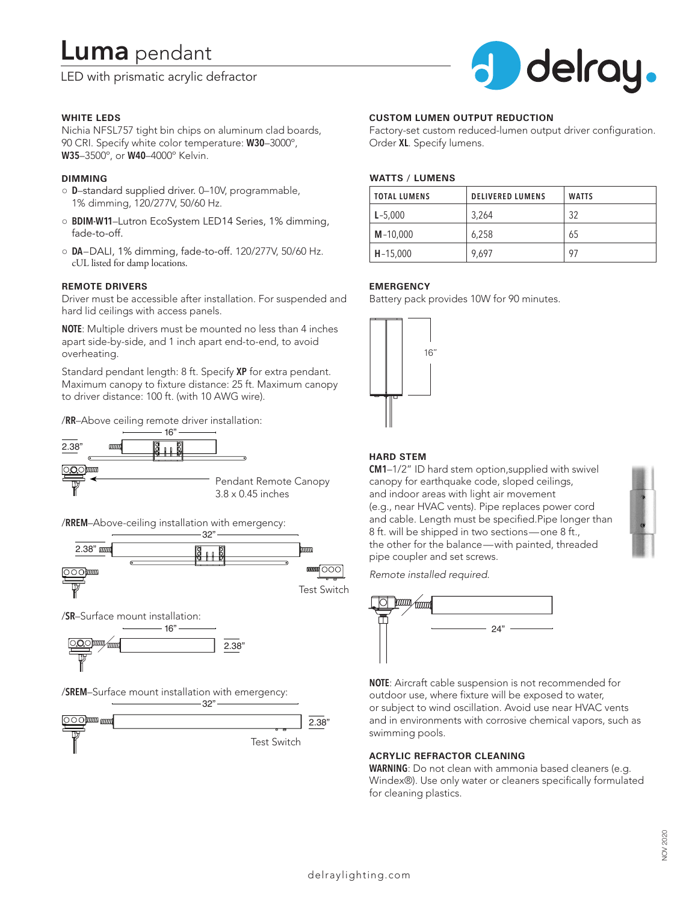# Luma pendant

LED with prismatic acrylic defractor

### WHITE LEDS

Nichia NFSL757 tight bin chips on aluminum clad boards, 90 CRI. Specify white color temperature: **W30**–3000°, **W35**–3500°, or **W40**–4000° Kelvin.

### DIMMING

- **D**–standard supplied driver. 0–10V, programmable, 1% dimming, 120/277V, 50/60 Hz.
- **BDIM-W11**–Lutron EcoSystem LED14 Series, 1% dimming, fade-to-off.
- **DA**–DALI, 1% dimming, fade-to-off. 120/277V, 50/60 Hz. cUL listed for damp locations.

### REMOTE DRIVERS

Driver must be accessible after installation. For suspended and hard lid ceilings with access panels.

**NOTE**: Multiple drivers must be mounted no less than 4 inches apart side-by-side, and 1 inch apart end-to-end, to avoid overheating.

Standard pendant length: 8 ft. Specify **XP** for extra pendant. Maximum canopy to fixture distance: 25 ft. Maximum canopy to driver distance: 100 ft. (with 10 AWG wire).

/**RR**–Above ceiling remote driver installation:

16”

2.38”

Pendant Remote Canopy
3.8 x 0.45 inches

/**RREM**–Above-ceiling installation with emergency:

32”

2.38”

Test Switch

/**SR**–Surface mount installation:

16”

2.38”

/**SREM**–Surface mount installation with emergency:

32”

2.38”

Test Switch

### CUSTOM LUMEN OUTPUT REDUCTION

Factory-set custom reduced-lumen output driver configuration. Order **XL**. Specify lumens.

### WATTS / LUMENS

| TOTAL LUMENS | DELIVERED LUMENS | WATTS |
|---|---|---|
| **L**-5,000 | 3,264 | 32 |
| **M**-10,000 | 6,258 | 65 |
| **H**-15,000 | 9,697 | 97 |

### EMERGENCY

Battery pack provides 10W for 90 minutes.

16”

### HARD STEM

**CM1**–1/2” ID hard stem option,supplied with swivel canopy for earthquake code, sloped ceilings, and indoor areas with light air movement (e.g., near HVAC vents). Pipe replaces power cord and cable. Length must be specified.Pipe longer than 8 ft. will be shipped in two sections—one 8 ft., the other for the balance—with painted, threaded pipe coupler and set screws.

*Remote installed required.*

24”

**NOTE**: Aircraft cable suspension is not recommended for outdoor use, where fixture will be exposed to water, or subject to wind oscillation. Avoid use near HVAC vents and in environments with corrosive chemical vapors, such as swimming pools.

### ACRYLIC REFRACTOR CLEANING

**WARNING**: Do not clean with ammonia based cleaners (e.g. Windex®). Use only water or cleaners specifically formulated for cleaning plastics.

NOV 2020

delraylighting.com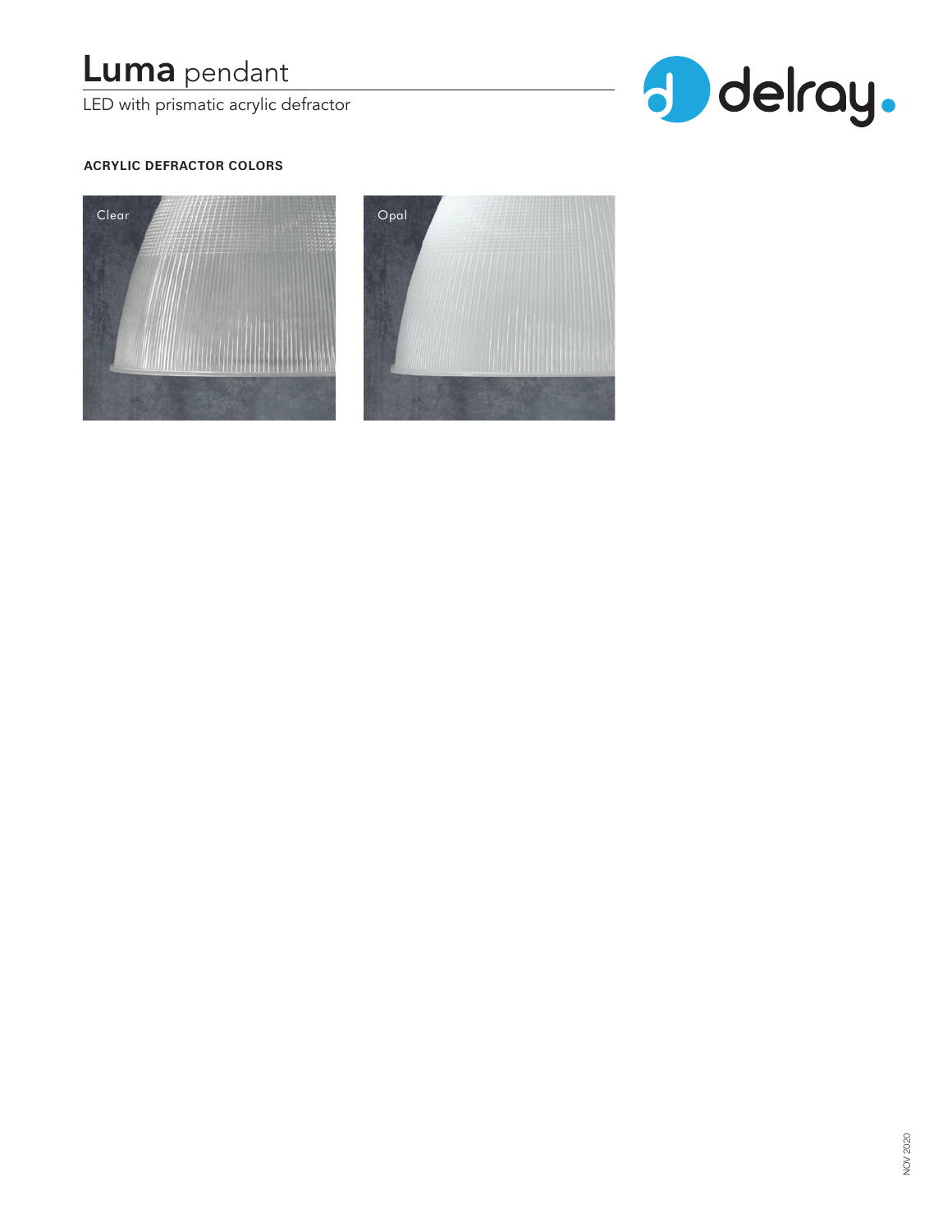# Luma pendant

LED with prismatic acrylic defractor

**ACRYLIC DEFRACTOR COLORS**

Clear

Opal

NOV 2020